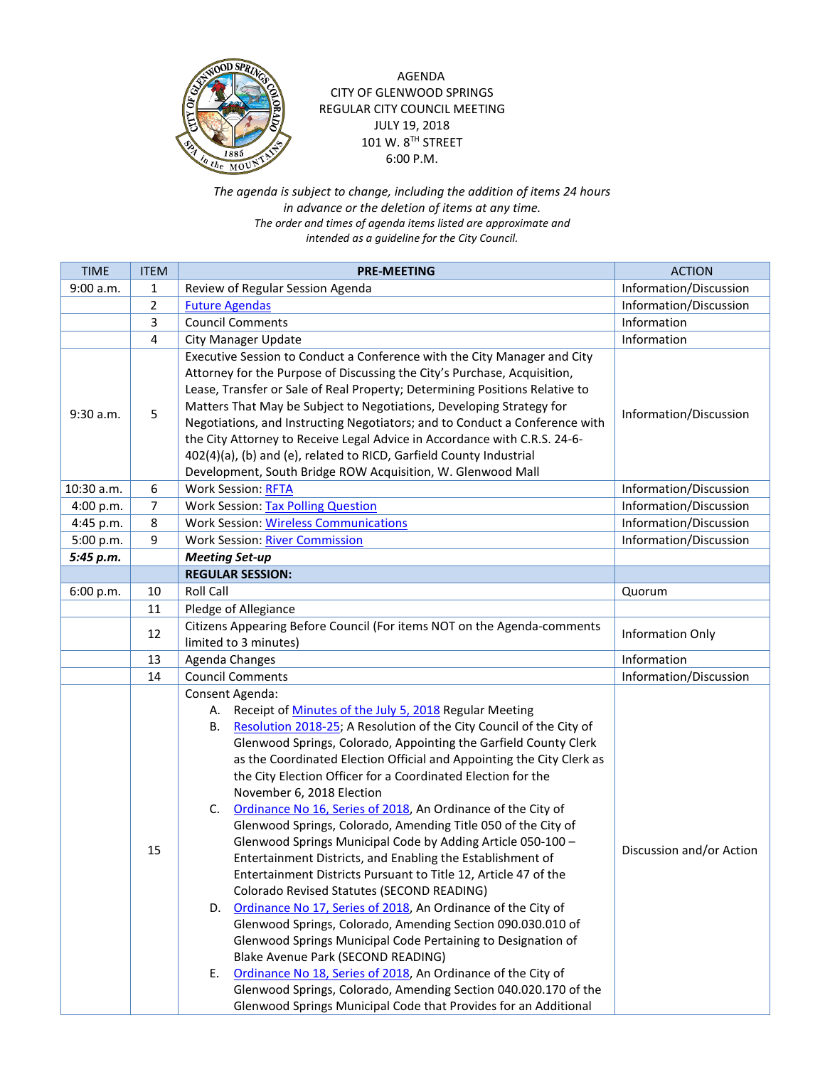AGENDA
CITY OF GLENWOOD SPRINGS
REGULAR CITY COUNCIL MEETING
JULY 19, 2018
101 W. 8TH STREET
6:00 P.M.

*The agenda is subject to change, including the addition of items 24 hours in advance or the deletion of items at any time.*
*The order and times of agenda items listed are approximate and intended as a guideline for the City Council.*

| TIME | ITEM | PRE-MEETING | ACTION |
|---|---|---|---|
| 9:00 a.m. | 1 | Review of Regular Session Agenda | Information/Discussion |
| | 2 | Future Agendas | Information/Discussion |
| | 3 | Council Comments | Information |
| | 4 | City Manager Update | Information |
| 9:30 a.m. | 5 | Executive Session to Conduct a Conference with the City Manager and City Attorney for the Purpose of Discussing the City's Purchase, Acquisition, Lease, Transfer or Sale of Real Property; Determining Positions Relative to Matters That May be Subject to Negotiations, Developing Strategy for Negotiations, and Instructing Negotiators; and to Conduct a Conference with the City Attorney to Receive Legal Advice in Accordance with C.R.S. 24-6-402(4)(a), (b) and (e), related to RICD, Garfield County Industrial Development, South Bridge ROW Acquisition, W. Glenwood Mall | Information/Discussion |
| 10:30 a.m. | 6 | Work Session: RFTA | Information/Discussion |
| 4:00 p.m. | 7 | Work Session: Tax Polling Question | Information/Discussion |
| 4:45 p.m. | 8 | Work Session: Wireless Communications | Information/Discussion |
| 5:00 p.m. | 9 | Work Session: River Commission | Information/Discussion |
| ***5:45 p.m.*** | | ***Meeting Set-up*** | |
| | | **REGULAR SESSION:** | |
| 6:00 p.m. | 10 | Roll Call | Quorum |
| | 11 | Pledge of Allegiance | |
| | 12 | Citizens Appearing Before Council (For items NOT on the Agenda-comments limited to 3 minutes) | Information Only |
| | 13 | Agenda Changes | Information |
| | 14 | Council Comments | Information/Discussion |
| | 15 | Consent Agenda:<br>A. Receipt of Minutes of the July 5, 2018 Regular Meeting<br>B. Resolution 2018-25; A Resolution of the City Council of the City of Glenwood Springs, Colorado, Appointing the Garfield County Clerk as the Coordinated Election Official and Appointing the City Clerk as the City Election Officer for a Coordinated Election for the November 6, 2018 Election<br>C. Ordinance No 16, Series of 2018, An Ordinance of the City of Glenwood Springs, Colorado, Amending Title 050 of the City of Glenwood Springs Municipal Code by Adding Article 050-100 – Entertainment Districts, and Enabling the Establishment of Entertainment Districts Pursuant to Title 12, Article 47 of the Colorado Revised Statutes (SECOND READING)<br>D. Ordinance No 17, Series of 2018, An Ordinance of the City of Glenwood Springs, Colorado, Amending Section 090.030.010 of Glenwood Springs Municipal Code Pertaining to Designation of Blake Avenue Park (SECOND READING)<br>E. Ordinance No 18, Series of 2018, An Ordinance of the City of Glenwood Springs, Colorado, Amending Section 040.020.170 of the Glenwood Springs Municipal Code that Provides for an Additional | Discussion and/or Action |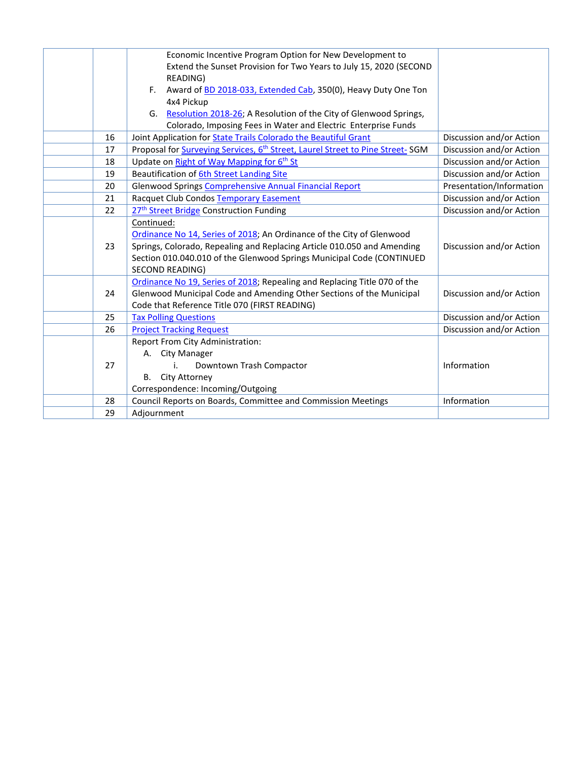| | | | |
|---|---|---|---|
| | | Economic Incentive Program Option for New Development to Extend the Sunset Provision for Two Years to July 15, 2020 (SECOND READING)<br>F. Award of BD 2018-033, Extended Cab, 350(0), Heavy Duty One Ton 4x4 Pickup<br>G. Resolution 2018-26; A Resolution of the City of Glenwood Springs, Colorado, Imposing Fees in Water and Electric Enterprise Funds | |
| | 16 | Joint Application for State Trails Colorado the Beautiful Grant | Discussion and/or Action |
| | 17 | Proposal for Surveying Services, 6th Street, Laurel Street to Pine Street- SGM | Discussion and/or Action |
| | 18 | Update on Right of Way Mapping for 6th St | Discussion and/or Action |
| | 19 | Beautification of 6th Street Landing Site | Discussion and/or Action |
| | 20 | Glenwood Springs Comprehensive Annual Financial Report | Presentation/Information |
| | 21 | Racquet Club Condos Temporary Easement | Discussion and/or Action |
| | 22 | 27th Street Bridge Construction Funding | Discussion and/or Action |
| | 23 | Continued:<br>Ordinance No 14, Series of 2018; An Ordinance of the City of Glenwood Springs, Colorado, Repealing and Replacing Article 010.050 and Amending Section 010.040.010 of the Glenwood Springs Municipal Code (CONTINUED SECOND READING) | Discussion and/or Action |
| | 24 | Ordinance No 19, Series of 2018; Repealing and Replacing Title 070 of the Glenwood Municipal Code and Amending Other Sections of the Municipal Code that Reference Title 070 (FIRST READING) | Discussion and/or Action |
| | 25 | Tax Polling Questions | Discussion and/or Action |
| | 26 | Project Tracking Request | Discussion and/or Action |
| | 27 | Report From City Administration:<br>A. City Manager<br>i. Downtown Trash Compactor<br>B. City Attorney<br>Correspondence: Incoming/Outgoing | Information |
| | 28 | Council Reports on Boards, Committee and Commission Meetings | Information |
| | 29 | Adjournment | |